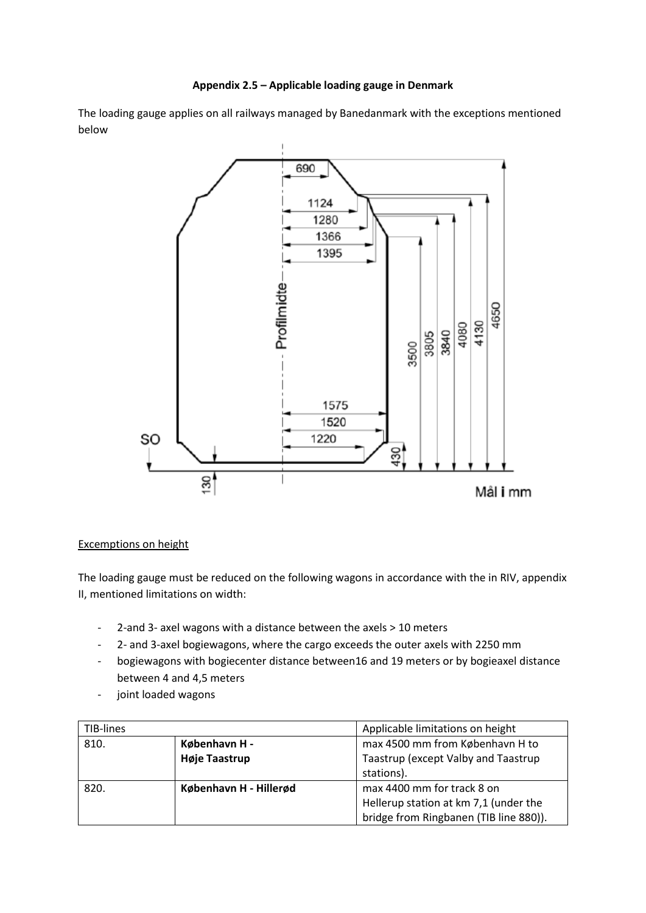**Appendix 2.5 – Applicable loading gauge in Denmark**

The loading gauge applies on all railways managed by Banedanmark with the exceptions mentioned below

Excemptions on height

The loading gauge must be reduced on the following wagons in accordance with the in RIV, appendix II, mentioned limitations on width:

- 2-and 3- axel wagons with a distance between the axels > 10 meters
- 2- and 3-axel bogiewagons, where the cargo exceeds the outer axels with 2250 mm
- bogiewagons with bogiecenter distance between16 and 19 meters or by bogieaxel distance between 4 and 4,5 meters
- joint loaded wagons

| TIB-lines | | Applicable limitations on height |
|---|---|---|
| 810. | **København H - Høje Taastrup** | max 4500 mm from København H to Taastrup (except Valby and Taastrup stations). |
| 820. | **København H - Hillerød** | max 4400 mm for track 8 on Hellerup station at km 7,1 (under the bridge from Ringbanen (TIB line 880)). |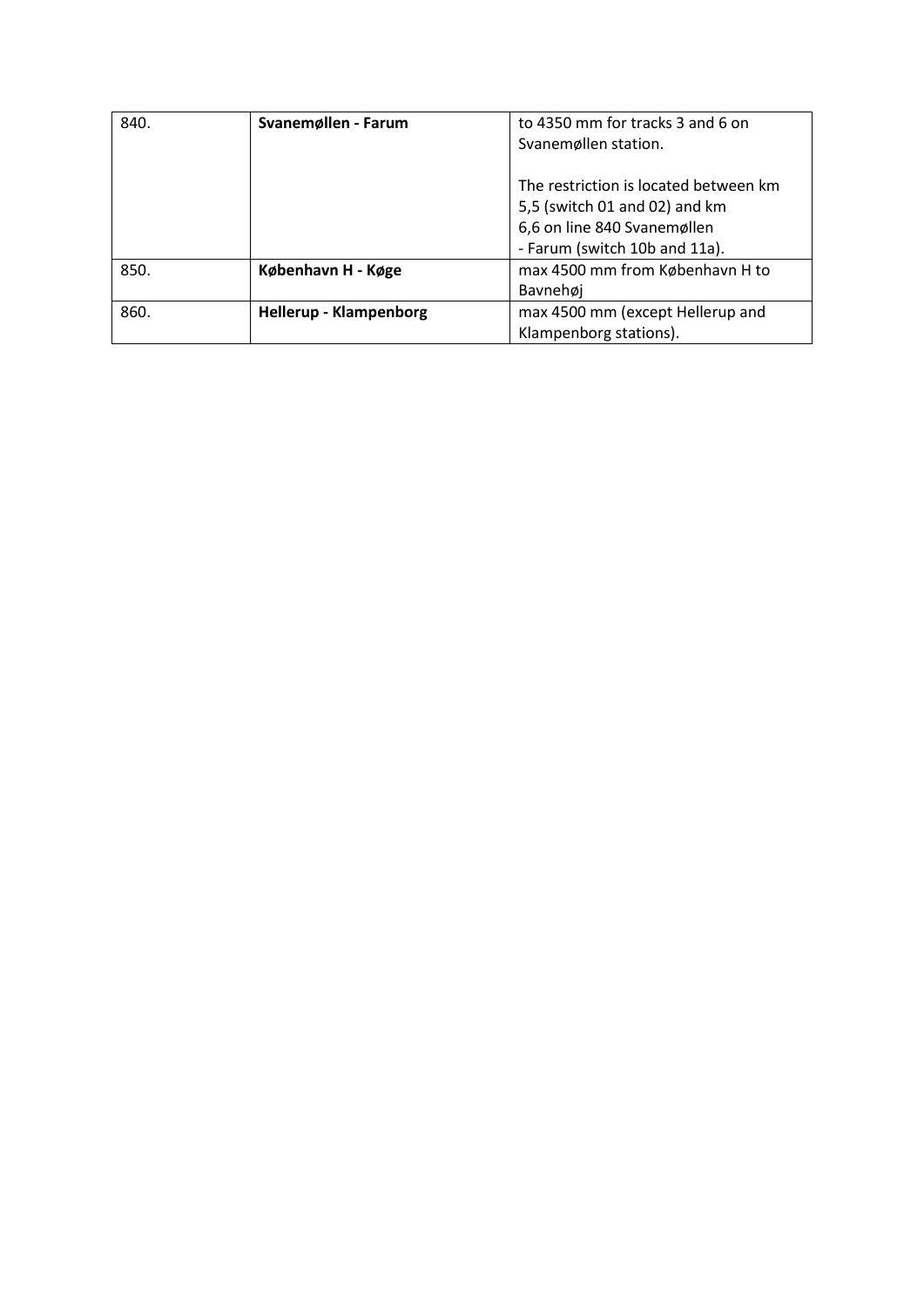| | | |
|---|---|---|
| 840. | **Svanemøllen - Farum** | to 4350 mm for tracks 3 and 6 on Svanemøllen station.<br><br>The restriction is located between km 5,5 (switch 01 and 02) and km 6,6 on line 840 Svanemøllen - Farum (switch 10b and 11a). |
| 850. | **København H - Køge** | max 4500 mm from København H to Bavnehøj |
| 860. | **Hellerup - Klampenborg** | max 4500 mm (except Hellerup and Klampenborg stations). |